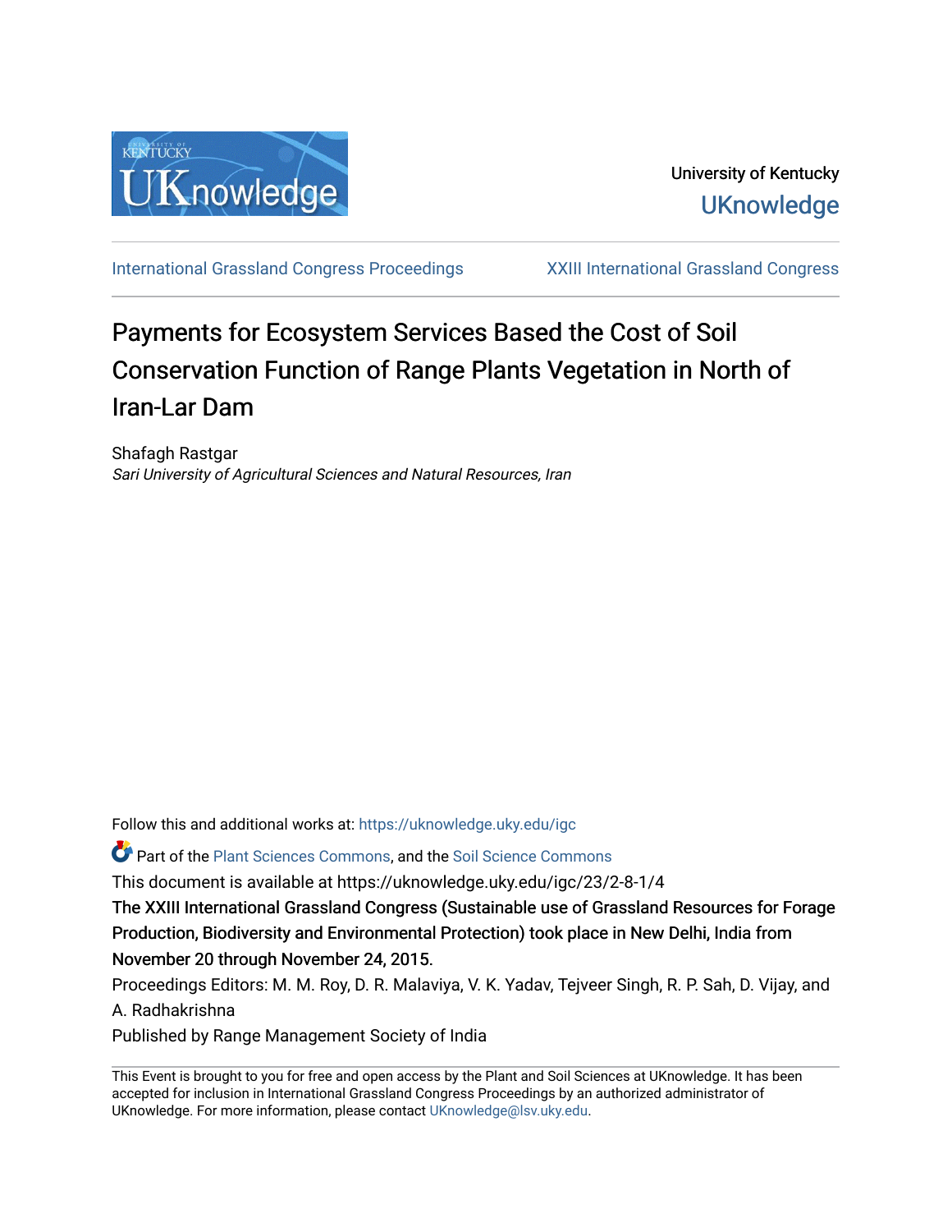University of Kentucky

UKnowledge

International Grassland Congress Proceedings

XXIII International Grassland Congress

# Payments for Ecosystem Services Based the Cost of Soil Conservation Function of Range Plants Vegetation in North of Iran-Lar Dam

Shafagh Rastgar

*Sari University of Agricultural Sciences and Natural Resources, Iran*

Follow this and additional works at: https://uknowledge.uky.edu/igc

Part of the Plant Sciences Commons, and the Soil Science Commons

This document is available at https://uknowledge.uky.edu/igc/23/2-8-1/4

The XXIII International Grassland Congress (Sustainable use of Grassland Resources for Forage Production, Biodiversity and Environmental Protection) took place in New Delhi, India from November 20 through November 24, 2015.

Proceedings Editors: M. M. Roy, D. R. Malaviya, V. K. Yadav, Tejveer Singh, R. P. Sah, D. Vijay, and A. Radhakrishna

Published by Range Management Society of India

This Event is brought to you for free and open access by the Plant and Soil Sciences at UKnowledge. It has been accepted for inclusion in International Grassland Congress Proceedings by an authorized administrator of UKnowledge. For more information, please contact UKnowledge@lsv.uky.edu.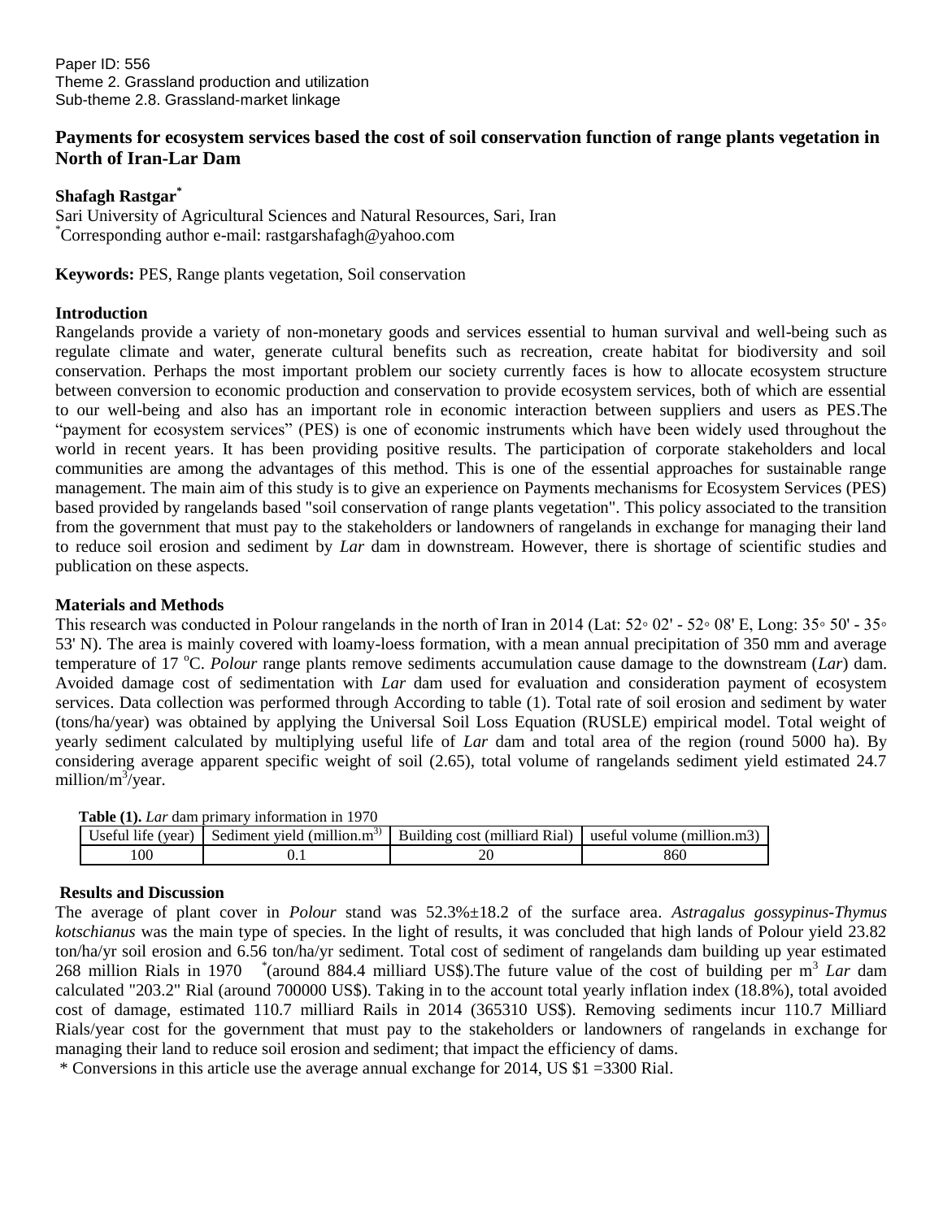Paper ID: 556
Theme 2. Grassland production and utilization
Sub-theme 2.8. Grassland-market linkage

# Payments for ecosystem services based the cost of soil conservation function of range plants vegetation in North of Iran-Lar Dam

**Shafagh Rastgar***

Sari University of Agricultural Sciences and Natural Resources, Sari, Iran
*Corresponding author e-mail: rastgarshafagh@yahoo.com

**Keywords:** PES, Range plants vegetation, Soil conservation

## Introduction

Rangelands provide a variety of non-monetary goods and services essential to human survival and well-being such as regulate climate and water, generate cultural benefits such as recreation, create habitat for biodiversity and soil conservation. Perhaps the most important problem our society currently faces is how to allocate ecosystem structure between conversion to economic production and conservation to provide ecosystem services, both of which are essential to our well-being and also has an important role in economic interaction between suppliers and users as PES.The "payment for ecosystem services" (PES) is one of economic instruments which have been widely used throughout the world in recent years. It has been providing positive results. The participation of corporate stakeholders and local communities are among the advantages of this method. This is one of the essential approaches for sustainable range management. The main aim of this study is to give an experience on Payments mechanisms for Ecosystem Services (PES) based provided by rangelands based "soil conservation of range plants vegetation". This policy associated to the transition from the government that must pay to the stakeholders or landowners of rangelands in exchange for managing their land to reduce soil erosion and sediment by *Lar* dam in downstream. However, there is shortage of scientific studies and publication on these aspects.

## Materials and Methods

This research was conducted in Polour rangelands in the north of Iran in 2014 (Lat: 52◦ 02' - 52◦ 08' E, Long: 35◦ 50' - 35◦ 53' N). The area is mainly covered with loamy-loess formation, with a mean annual precipitation of 350 mm and average temperature of 17 $^{o}$C. *Polour* range plants remove sediments accumulation cause damage to the downstream (*Lar*) dam. Avoided damage cost of sedimentation with *Lar* dam used for evaluation and consideration payment of ecosystem services. Data collection was performed through According to table (1). Total rate of soil erosion and sediment by water (tons/ha/year) was obtained by applying the Universal Soil Loss Equation (RUSLE) empirical model. Total weight of yearly sediment calculated by multiplying useful life of *Lar* dam and total area of the region (round 5000 ha). By considering average apparent specific weight of soil (2.65), total volume of rangelands sediment yield estimated 24.7 million/m$^3$/year.

**Table (1).** *Lar* dam primary information in 1970

| Useful life (year) | Sediment yield (million.m$^3$) | Building cost (milliard Rial) | useful volume (million.m3) |
|---|---|---|---|
| 100 | 0.1 | 20 | 860 |

## Results and Discussion

The average of plant cover in *Polour* stand was 52.3%±18.2 of the surface area. *Astragalus gossypinus-Thymus kotschianus* was the main type of species. In the light of results, it was concluded that high lands of Polour yield 23.82 ton/ha/yr soil erosion and 6.56 ton/ha/yr sediment. Total cost of sediment of rangelands dam building up year estimated 268 million Rials in 1970 *(around 884.4 milliard US$).The future value of the cost of building per m$^3$ *Lar* dam calculated "203.2" Rial (around 700000 US$). Taking in to the account total yearly inflation index (18.8%), total avoided cost of damage, estimated 110.7 milliard Rails in 2014 (365310 US$). Removing sediments incur 110.7 Milliard Rials/year cost for the government that must pay to the stakeholders or landowners of rangelands in exchange for managing their land to reduce soil erosion and sediment; that impact the efficiency of dams.

* Conversions in this article use the average annual exchange for 2014, US $1 =3300 Rial.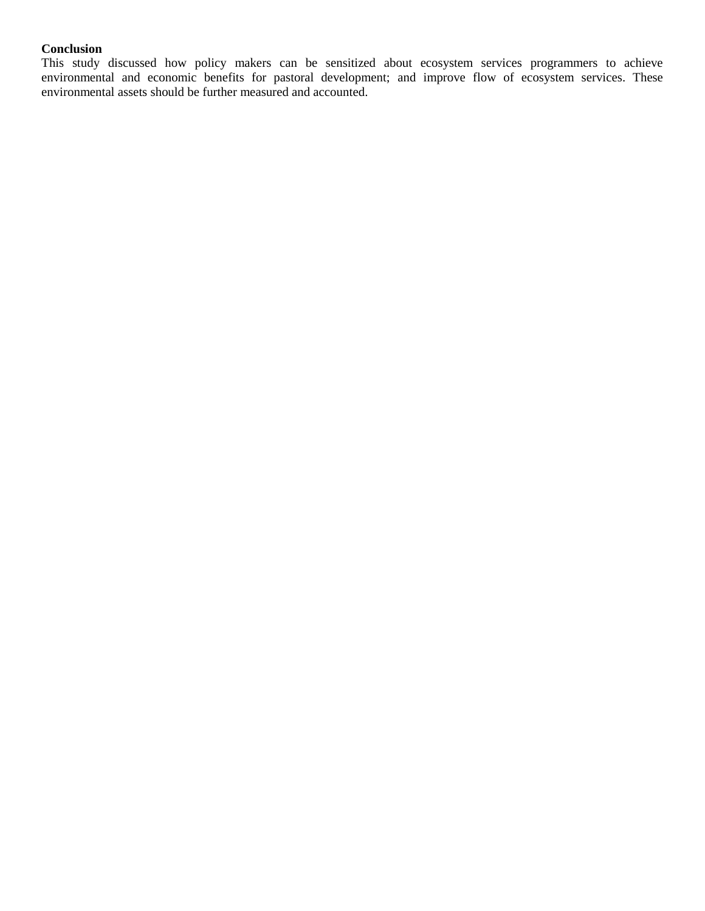**Conclusion**

This study discussed how policy makers can be sensitized about ecosystem services programmers to achieve environmental and economic benefits for pastoral development; and improve flow of ecosystem services. These environmental assets should be further measured and accounted.